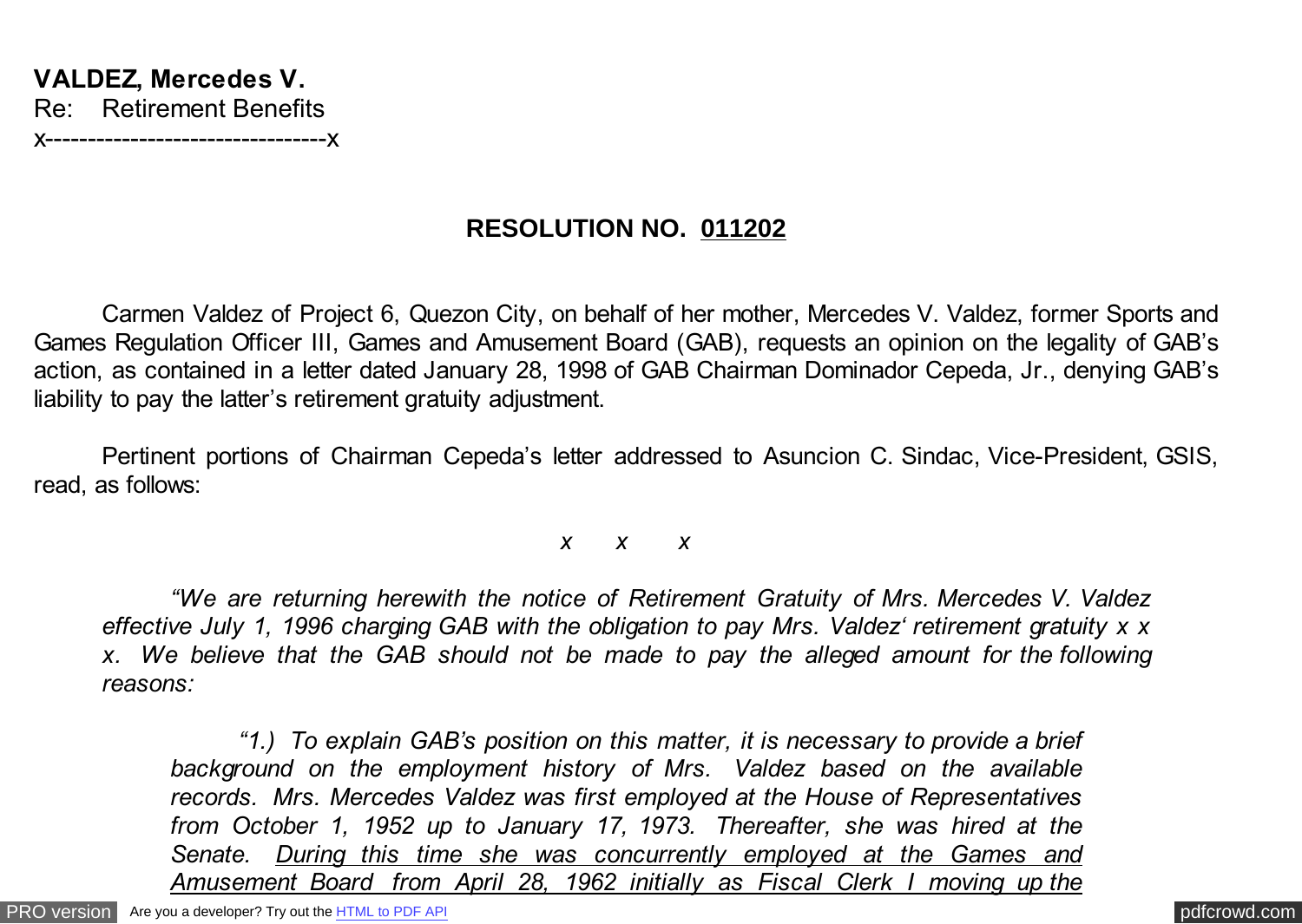**VALDEZ, Mercedes V.**
Re: Retirement Benefits
x---------------------------------x

## RESOLUTION NO. 011202

Carmen Valdez of Project 6, Quezon City, on behalf of her mother, Mercedes V. Valdez, former Sports and Games Regulation Officer III, Games and Amusement Board (GAB), requests an opinion on the legality of GAB's action, as contained in a letter dated January 28, 1998 of GAB Chairman Dominador Cepeda, Jr., denying GAB's liability to pay the latter's retirement gratuity adjustment.

Pertinent portions of Chairman Cepeda's letter addressed to Asuncion C. Sindac, Vice-President, GSIS, read, as follows:

*x x x*

> *"We are returning herewith the notice of Retirement Gratuity of Mrs. Mercedes V. Valdez effective July 1, 1996 charging GAB with the obligation to pay Mrs. Valdez' retirement gratuity x x x. We believe that the GAB should not be made to pay the alleged amount for the following reasons:*
>
> > *"1.) To explain GAB's position on this matter, it is necessary to provide a brief background on the employment history of Mrs. Valdez based on the available records. Mrs. Mercedes Valdez was first employed at the House of Representatives from October 1, 1952 up to January 17, 1973. Thereafter, she was hired at the Senate. <u>During this time she was concurrently employed at the Games and Amusement Board from April 28, 1962 initially as Fiscal Clerk I moving up the</u>*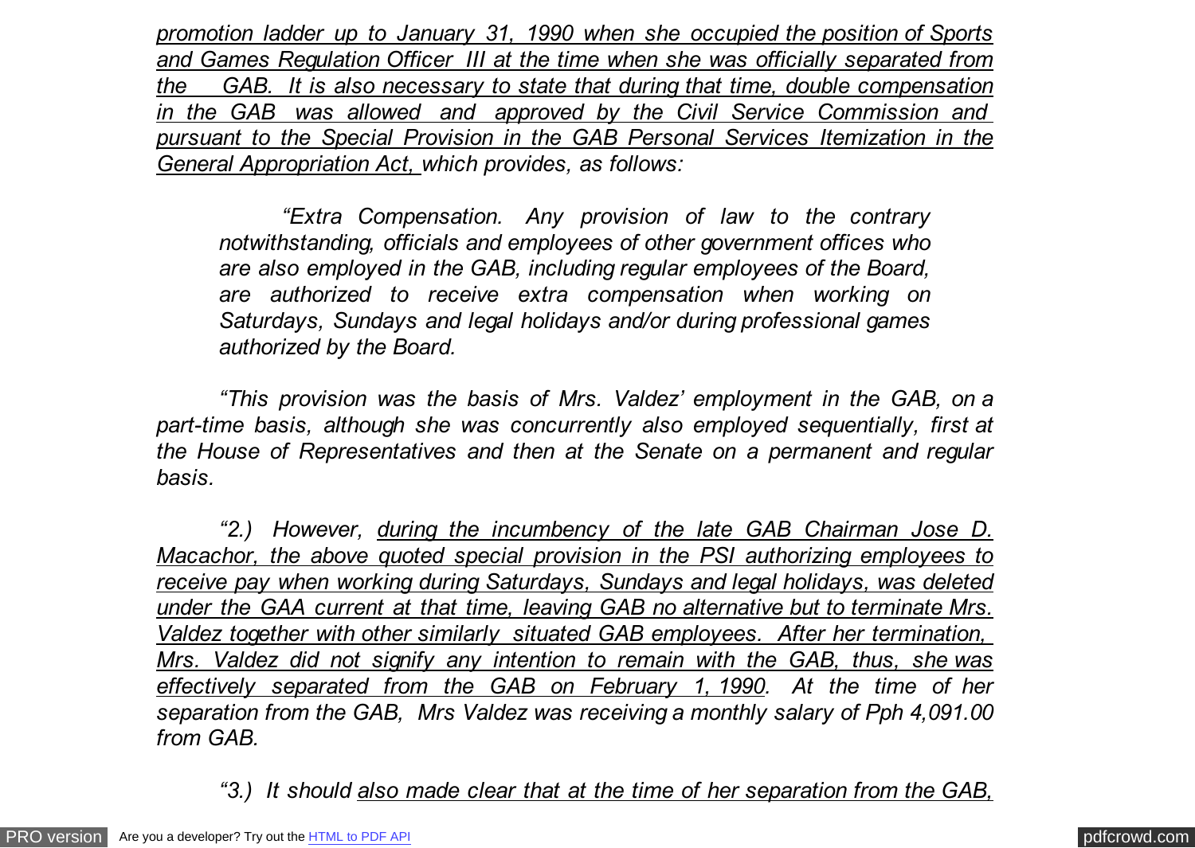*promotion ladder up to January 31, 1990 when she occupied the position of Sports and Games Regulation Officer III at the time when she was officially separated from the GAB. It is also necessary to state that during that time, double compensation in the GAB was allowed and approved by the Civil Service Commission and pursuant to the Special Provision in the GAB Personal Services Itemization in the General Appropriation Act, which provides, as follows:*

> *"Extra Compensation. Any provision of law to the contrary notwithstanding, officials and employees of other government offices who are also employed in the GAB, including regular employees of the Board, are authorized to receive extra compensation when working on Saturdays, Sundays and legal holidays and/or during professional games authorized by the Board.*

*"This provision was the basis of Mrs. Valdez' employment in the GAB, on a part-time basis, although she was concurrently also employed sequentially, first at the House of Representatives and then at the Senate on a permanent and regular basis.*

*"2.) However, during the incumbency of the late GAB Chairman Jose D. Macachor, the above quoted special provision in the PSI authorizing employees to receive pay when working during Saturdays, Sundays and legal holidays, was deleted under the GAA current at that time, leaving GAB no alternative but to terminate Mrs. Valdez together with other similarly situated GAB employees. After her termination, Mrs. Valdez did not signify any intention to remain with the GAB, thus, she was effectively separated from the GAB on February 1, 1990. At the time of her separation from the GAB, Mrs Valdez was receiving a monthly salary of Pph 4,091.00 from GAB.*

*"3.) It should also made clear that at the time of her separation from the GAB,*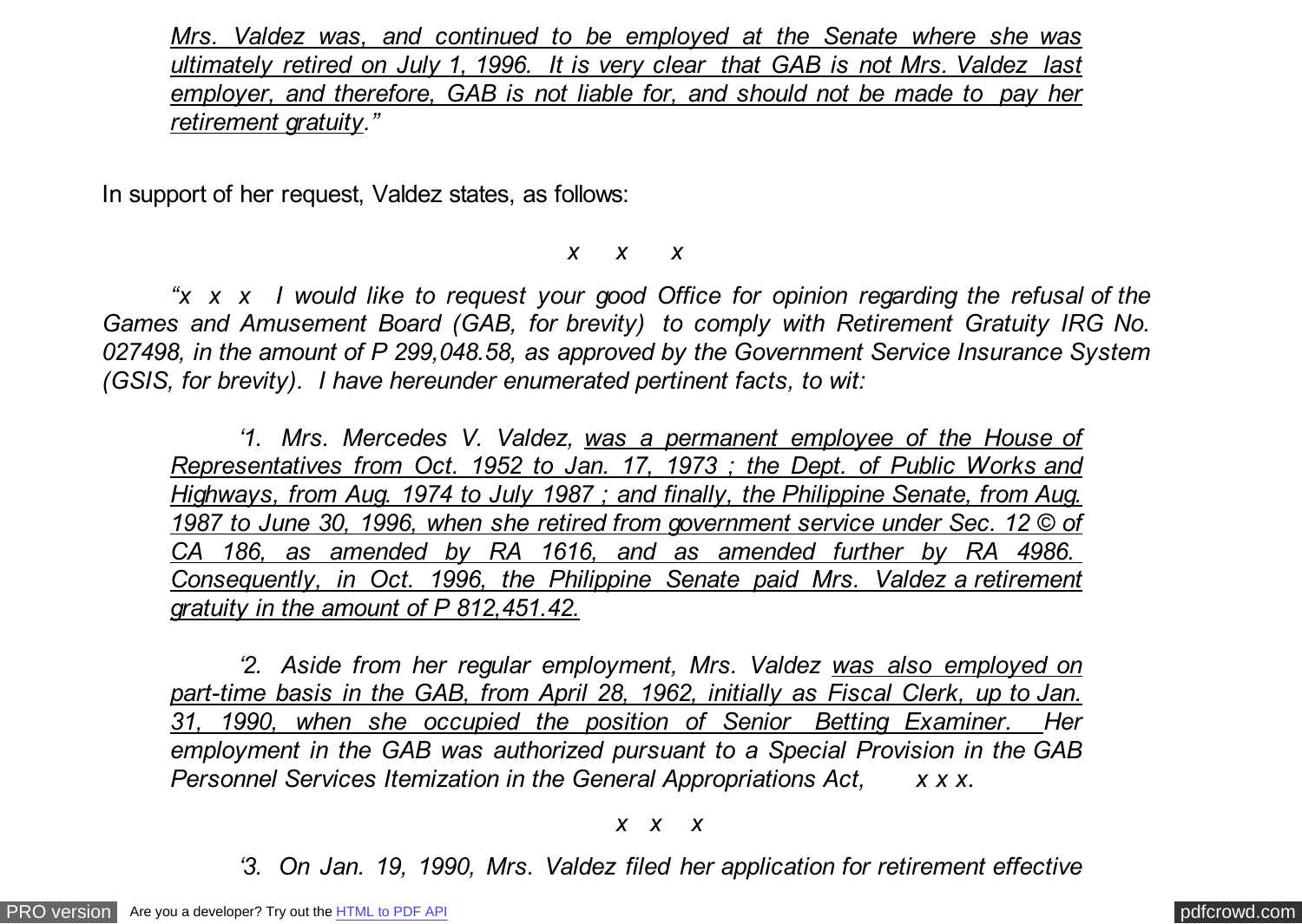*<u>Mrs. Valdez was, and continued to be employed at the Senate where she was ultimately retired on July 1, 1996. It is very clear that GAB is not Mrs. Valdez last employer, and therefore, GAB is not liable for, and should not be made to pay her retirement gratuity</u>."*

In support of her request, Valdez states, as follows:

*x x x*

*"x x x I would like to request your good Office for opinion regarding the refusal of the Games and Amusement Board (GAB, for brevity) to comply with Retirement Gratuity IRG No. 027498, in the amount of P 299,048.58, as approved by the Government Service Insurance System (GSIS, for brevity). I have hereunder enumerated pertinent facts, to wit:*

*'1. Mrs. Mercedes V. Valdez, <u>was a permanent employee of the House of Representatives from Oct. 1952 to Jan. 17, 1973 ; the Dept. of Public Works and Highways, from Aug. 1974 to July 1987 ; and finally, the Philippine Senate, from Aug. 1987 to June 30, 1996, when she retired from government service under Sec. 12 © of CA 186, as amended by RA 1616, and as amended further by RA 4986. Consequently, in Oct. 1996, the Philippine Senate paid Mrs. Valdez a retirement gratuity in the amount of P 812,451.42.</u>*

*'2. Aside from her regular employment, Mrs. Valdez <u>was also employed on part-time basis in the GAB, from April 28, 1962, initially as Fiscal Clerk, up to Jan. 31, 1990, when she occupied the position of Senior Betting Examiner.</u> Her employment in the GAB was authorized pursuant to a Special Provision in the GAB Personnel Services Itemization in the General Appropriations Act, x x x.*

*x x x*

*'3. On Jan. 19, 1990, Mrs. Valdez filed her application for retirement effective*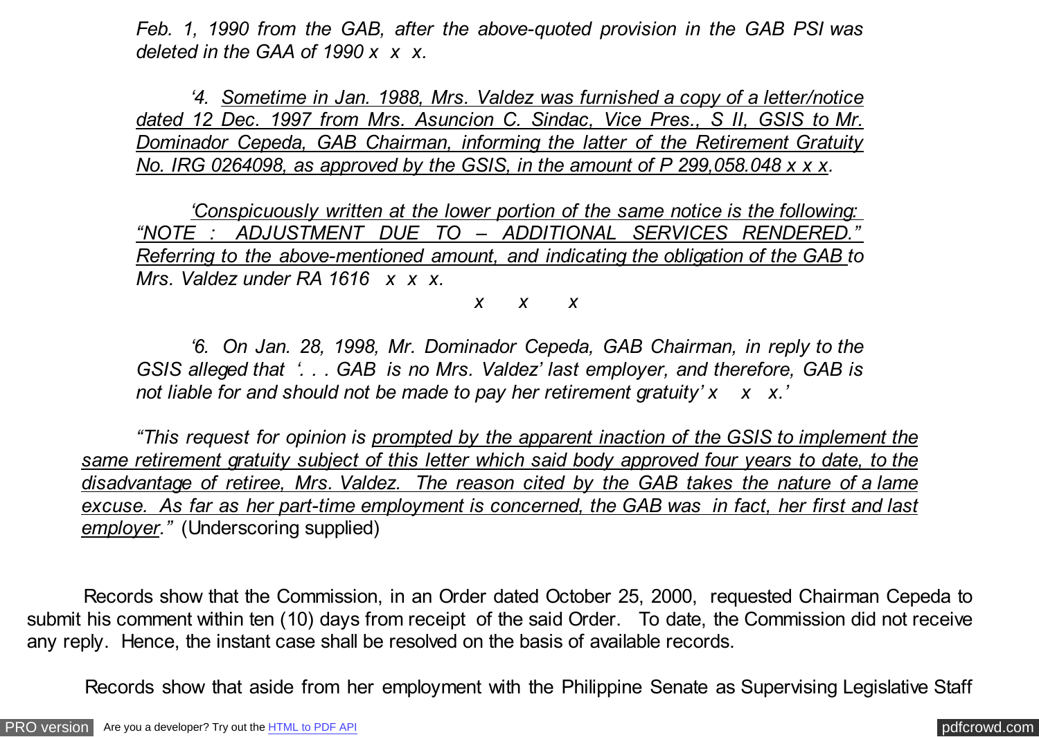*Feb. 1, 1990 from the GAB, after the above-quoted provision in the GAB PSI was deleted in the GAA of 1990 x x x.*

*'4. Sometime in Jan. 1988, Mrs. Valdez was furnished a copy of a letter/notice dated 12 Dec. 1997 from Mrs. Asuncion C. Sindac, Vice Pres., S II, GSIS to Mr. Dominador Cepeda, GAB Chairman, informing the latter of the Retirement Gratuity No. IRG 0264098, as approved by the GSIS, in the amount of P 299,058.048 x x x.*

*'Conspicuously written at the lower portion of the same notice is the following: "NOTE : ADJUSTMENT DUE TO – ADDITIONAL SERVICES RENDERED." Referring to the above-mentioned amount, and indicating the obligation of the GAB to Mrs. Valdez under RA 1616 x x x.*

*x x x*

*'6. On Jan. 28, 1998, Mr. Dominador Cepeda, GAB Chairman, in reply to the GSIS alleged that '. . . GAB is no Mrs. Valdez' last employer, and therefore, GAB is not liable for and should not be made to pay her retirement gratuity' x x x.'*

*"This request for opinion is prompted by the apparent inaction of the GSIS to implement the same retirement gratuity subject of this letter which said body approved four years to date, to the disadvantage of retiree, Mrs. Valdez. The reason cited by the GAB takes the nature of a lame excuse. As far as her part-time employment is concerned, the GAB was in fact, her first and last employer."* (Underscoring supplied)

Records show that the Commission, in an Order dated October 25, 2000, requested Chairman Cepeda to submit his comment within ten (10) days from receipt of the said Order. To date, the Commission did not receive any reply. Hence, the instant case shall be resolved on the basis of available records.

Records show that aside from her employment with the Philippine Senate as Supervising Legislative Staff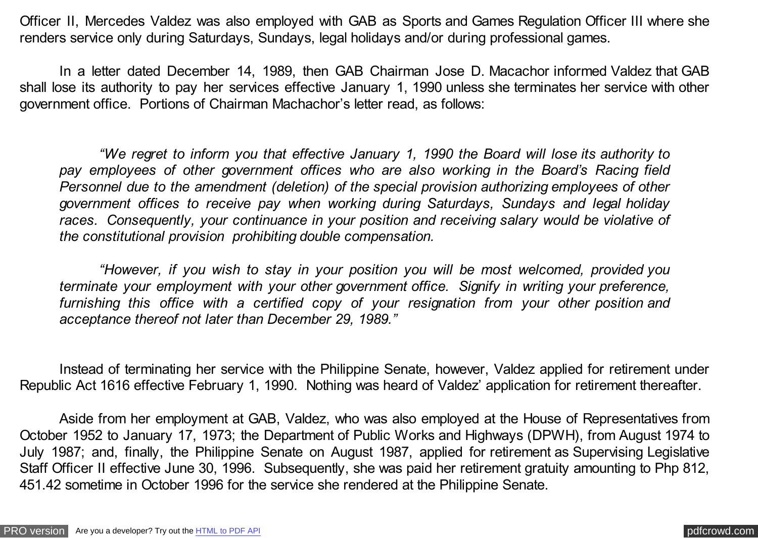Officer II, Mercedes Valdez was also employed with GAB as Sports and Games Regulation Officer III where she renders service only during Saturdays, Sundays, legal holidays and/or during professional games.

In a letter dated December 14, 1989, then GAB Chairman Jose D. Macachor informed Valdez that GAB shall lose its authority to pay her services effective January 1, 1990 unless she terminates her service with other government office. Portions of Chairman Machachor's letter read, as follows:

> *"We regret to inform you that effective January 1, 1990 the Board will lose its authority to pay employees of other government offices who are also working in the Board's Racing field Personnel due to the amendment (deletion) of the special provision authorizing employees of other government offices to receive pay when working during Saturdays, Sundays and legal holiday races. Consequently, your continuance in your position and receiving salary would be violative of the constitutional provision prohibiting double compensation.*
>
> *"However, if you wish to stay in your position you will be most welcomed, provided you terminate your employment with your other government office. Signify in writing your preference, furnishing this office with a certified copy of your resignation from your other position and acceptance thereof not later than December 29, 1989."*

Instead of terminating her service with the Philippine Senate, however, Valdez applied for retirement under Republic Act 1616 effective February 1, 1990. Nothing was heard of Valdez' application for retirement thereafter.

Aside from her employment at GAB, Valdez, who was also employed at the House of Representatives from October 1952 to January 17, 1973; the Department of Public Works and Highways (DPWH), from August 1974 to July 1987; and, finally, the Philippine Senate on August 1987, applied for retirement as Supervising Legislative Staff Officer II effective June 30, 1996. Subsequently, she was paid her retirement gratuity amounting to Php 812, 451.42 sometime in October 1996 for the service she rendered at the Philippine Senate.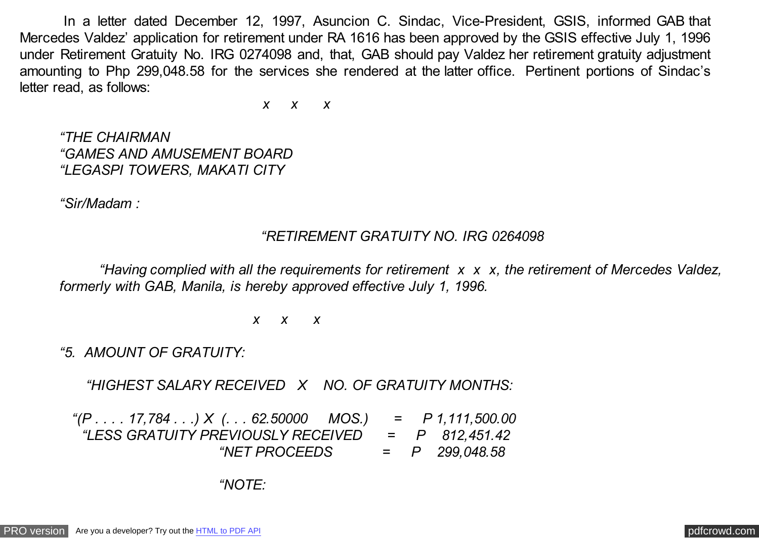In a letter dated December 12, 1997, Asuncion C. Sindac, Vice-President, GSIS, informed GAB that Mercedes Valdez' application for retirement under RA 1616 has been approved by the GSIS effective July 1, 1996 under Retirement Gratuity No. IRG 0274098 and, that, GAB should pay Valdez her retirement gratuity adjustment amounting to Php 299,048.58 for the services she rendered at the latter office. Pertinent portions of Sindac's letter read, as follows:

*x x x*

*"THE CHAIRMAN*
*"GAMES AND AMUSEMENT BOARD*
*"LEGASPI TOWERS, MAKATI CITY*

*"Sir/Madam :*

*"RETIREMENT GRATUITY NO. IRG 0264098*

*"Having complied with all the requirements for retirement x x x, the retirement of Mercedes Valdez, formerly with GAB, Manila, is hereby approved effective July 1, 1996.*

*x x x*

*"5. AMOUNT OF GRATUITY:*

*"HIGHEST SALARY RECEIVED X NO. OF GRATUITY MONTHS:*

*"(P . . . . 17,784 . . .) X (. . . 62.50000 MOS.) = P 1,111,500.00*
*"LESS GRATUITY PREVIOUSLY RECEIVED = P 812,451.42*
*"NET PROCEEDS = P 299,048.58*

*"NOTE:*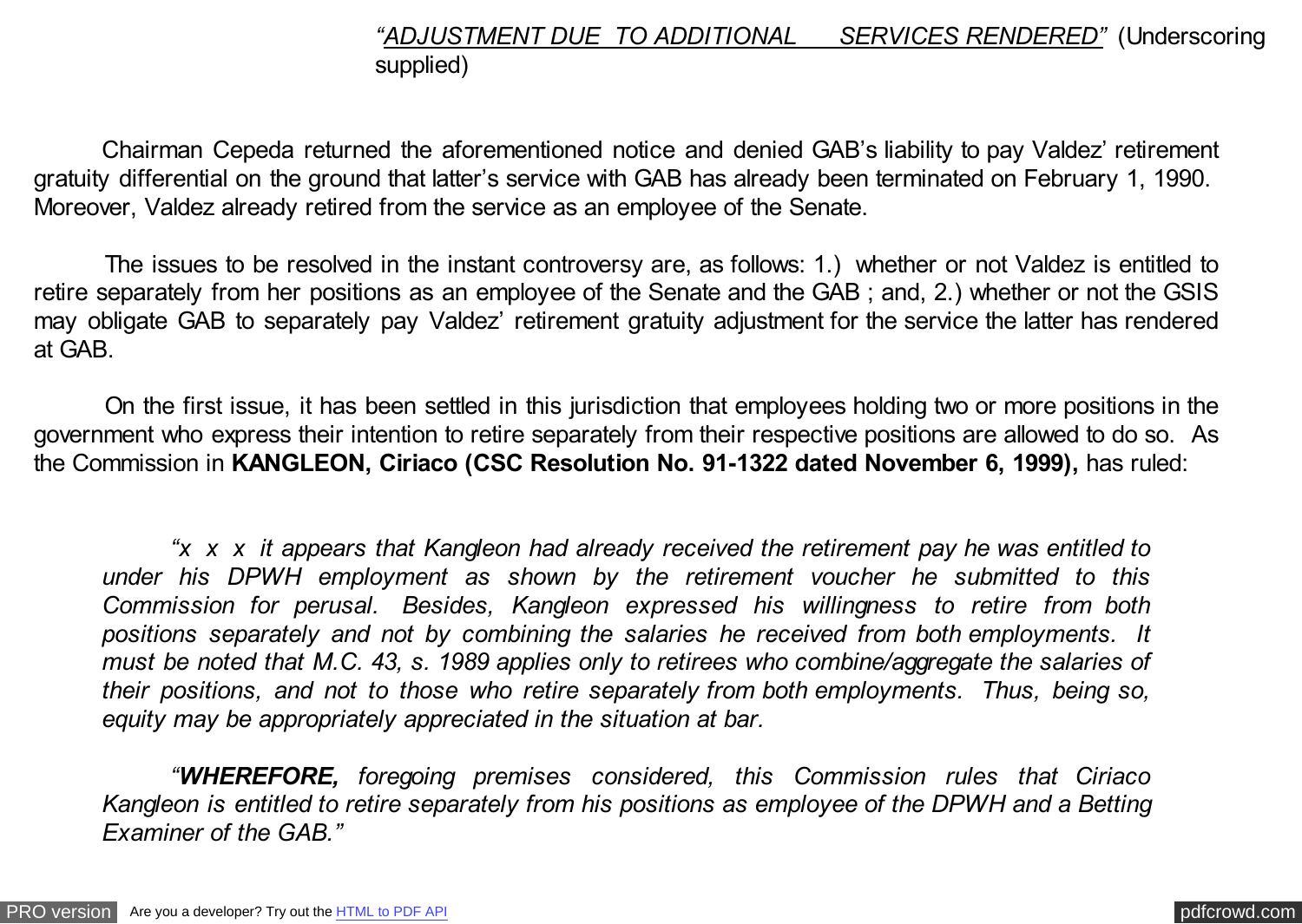*"ADJUSTMENT DUE TO ADDITIONAL SERVICES RENDERED"* (Underscoring supplied)

Chairman Cepeda returned the aforementioned notice and denied GAB's liability to pay Valdez' retirement gratuity differential on the ground that latter's service with GAB has already been terminated on February 1, 1990. Moreover, Valdez already retired from the service as an employee of the Senate.

The issues to be resolved in the instant controversy are, as follows: 1.) whether or not Valdez is entitled to retire separately from her positions as an employee of the Senate and the GAB ; and, 2.) whether or not the GSIS may obligate GAB to separately pay Valdez' retirement gratuity adjustment for the service the latter has rendered at GAB.

On the first issue, it has been settled in this jurisdiction that employees holding two or more positions in the government who express their intention to retire separately from their respective positions are allowed to do so. As the Commission in **KANGLEON, Ciriaco (CSC Resolution No. 91-1322 dated November 6, 1999),** has ruled:

> *"x x x it appears that Kangleon had already received the retirement pay he was entitled to under his DPWH employment as shown by the retirement voucher he submitted to this Commission for perusal. Besides, Kangleon expressed his willingness to retire from both positions separately and not by combining the salaries he received from both employments. It must be noted that M.C. 43, s. 1989 applies only to retirees who combine/aggregate the salaries of their positions, and not to those who retire separately from both employments. Thus, being so, equity may be appropriately appreciated in the situation at bar.*
>
> *"**WHEREFORE,** foregoing premises considered, this Commission rules that Ciriaco Kangleon is entitled to retire separately from his positions as employee of the DPWH and a Betting Examiner of the GAB."*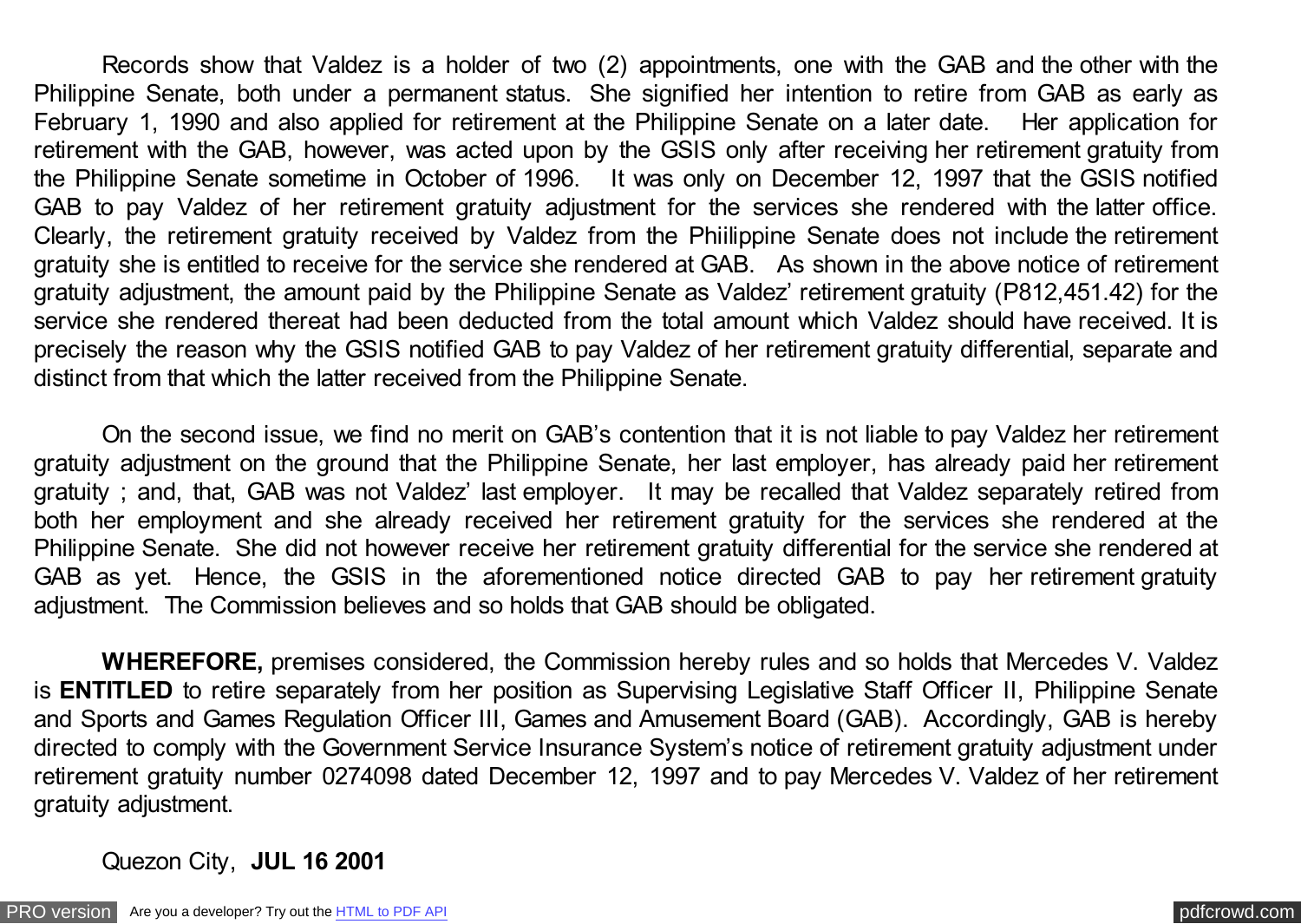Records show that Valdez is a holder of two (2) appointments, one with the GAB and the other with the Philippine Senate, both under a permanent status. She signified her intention to retire from GAB as early as February 1, 1990 and also applied for retirement at the Philippine Senate on a later date. Her application for retirement with the GAB, however, was acted upon by the GSIS only after receiving her retirement gratuity from the Philippine Senate sometime in October of 1996. It was only on December 12, 1997 that the GSIS notified GAB to pay Valdez of her retirement gratuity adjustment for the services she rendered with the latter office. Clearly, the retirement gratuity received by Valdez from the Phiilippine Senate does not include the retirement gratuity she is entitled to receive for the service she rendered at GAB. As shown in the above notice of retirement gratuity adjustment, the amount paid by the Philippine Senate as Valdez' retirement gratuity (P812,451.42) for the service she rendered thereat had been deducted from the total amount which Valdez should have received. It is precisely the reason why the GSIS notified GAB to pay Valdez of her retirement gratuity differential, separate and distinct from that which the latter received from the Philippine Senate.

On the second issue, we find no merit on GAB's contention that it is not liable to pay Valdez her retirement gratuity adjustment on the ground that the Philippine Senate, her last employer, has already paid her retirement gratuity ; and, that, GAB was not Valdez' last employer. It may be recalled that Valdez separately retired from both her employment and she already received her retirement gratuity for the services she rendered at the Philippine Senate. She did not however receive her retirement gratuity differential for the service she rendered at GAB as yet. Hence, the GSIS in the aforementioned notice directed GAB to pay her retirement gratuity adjustment. The Commission believes and so holds that GAB should be obligated.

**WHEREFORE,** premises considered, the Commission hereby rules and so holds that Mercedes V. Valdez is **ENTITLED** to retire separately from her position as Supervising Legislative Staff Officer II, Philippine Senate and Sports and Games Regulation Officer III, Games and Amusement Board (GAB). Accordingly, GAB is hereby directed to comply with the Government Service Insurance System's notice of retirement gratuity adjustment under retirement gratuity number 0274098 dated December 12, 1997 and to pay Mercedes V. Valdez of her retirement gratuity adjustment.

Quezon City, **JUL 16 2001**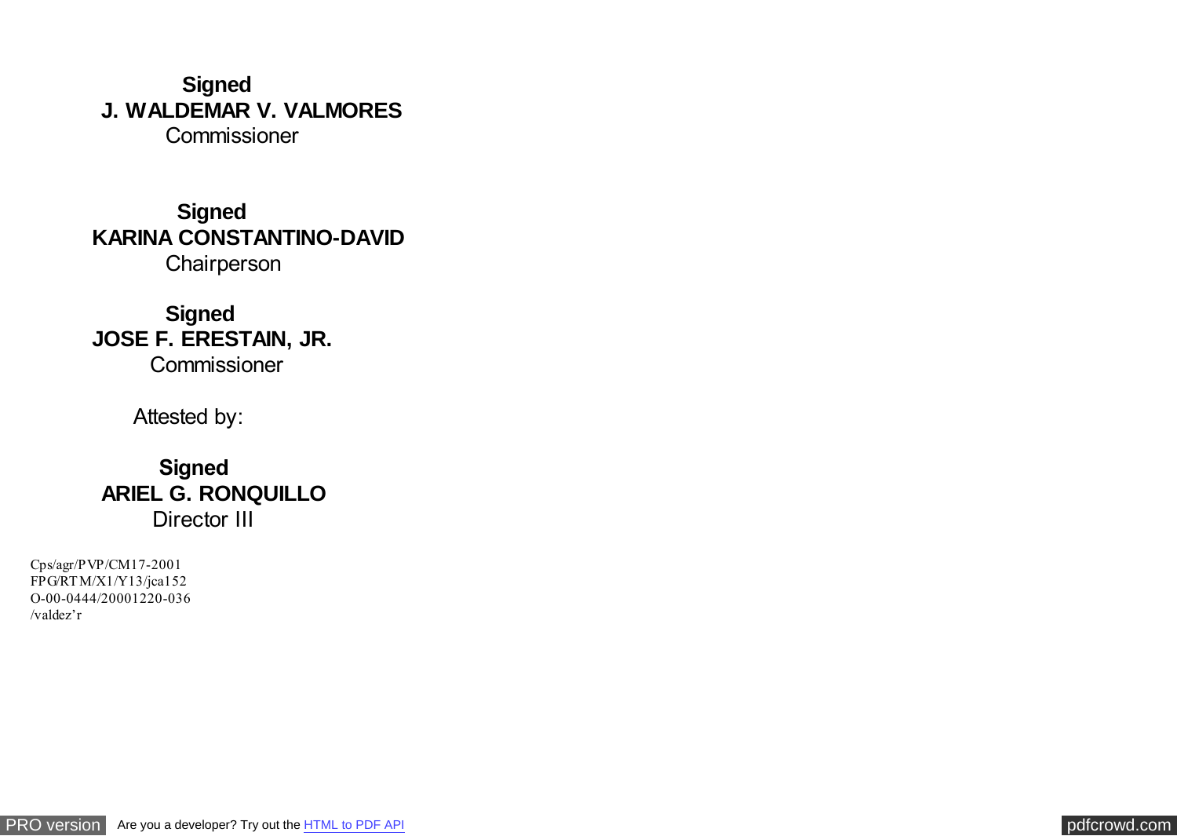**Signed**
**J. WALDEMAR V. VALMORES**
Commissioner

**Signed**
**KARINA CONSTANTINO-DAVID**
Chairperson

**Signed**
**JOSE F. ERESTAIN, JR.**
Commissioner

Attested by:

**Signed**
**ARIEL G. RONQUILLO**
Director III

Cps/agr/PVP/CM17-2001
FPG/RTM/X1/Y13/jca152
O-00-0444/20001220-036
/valdez'r